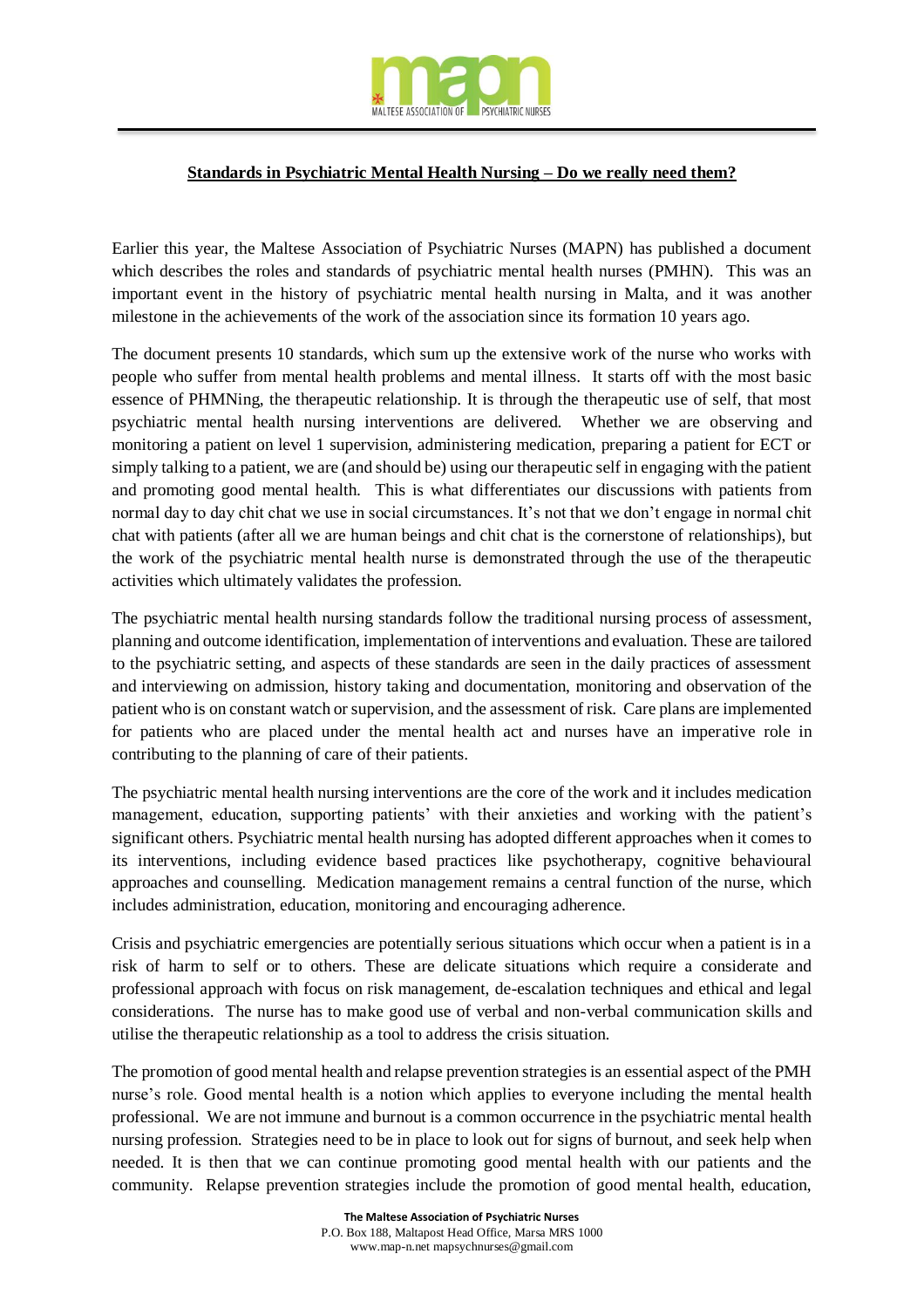**Standards in Psychiatric Mental Health Nursing – Do we really need them?**

Earlier this year, the Maltese Association of Psychiatric Nurses (MAPN) has published a document which describes the roles and standards of psychiatric mental health nurses (PMHN). This was an important event in the history of psychiatric mental health nursing in Malta, and it was another milestone in the achievements of the work of the association since its formation 10 years ago.

The document presents 10 standards, which sum up the extensive work of the nurse who works with people who suffer from mental health problems and mental illness. It starts off with the most basic essence of PHMNing, the therapeutic relationship. It is through the therapeutic use of self, that most psychiatric mental health nursing interventions are delivered. Whether we are observing and monitoring a patient on level 1 supervision, administering medication, preparing a patient for ECT or simply talking to a patient, we are (and should be) using our therapeutic self in engaging with the patient and promoting good mental health. This is what differentiates our discussions with patients from normal day to day chit chat we use in social circumstances. It's not that we don't engage in normal chit chat with patients (after all we are human beings and chit chat is the cornerstone of relationships), but the work of the psychiatric mental health nurse is demonstrated through the use of the therapeutic activities which ultimately validates the profession.

The psychiatric mental health nursing standards follow the traditional nursing process of assessment, planning and outcome identification, implementation of interventions and evaluation. These are tailored to the psychiatric setting, and aspects of these standards are seen in the daily practices of assessment and interviewing on admission, history taking and documentation, monitoring and observation of the patient who is on constant watch or supervision, and the assessment of risk. Care plans are implemented for patients who are placed under the mental health act and nurses have an imperative role in contributing to the planning of care of their patients.

The psychiatric mental health nursing interventions are the core of the work and it includes medication management, education, supporting patients' with their anxieties and working with the patient's significant others. Psychiatric mental health nursing has adopted different approaches when it comes to its interventions, including evidence based practices like psychotherapy, cognitive behavioural approaches and counselling. Medication management remains a central function of the nurse, which includes administration, education, monitoring and encouraging adherence.

Crisis and psychiatric emergencies are potentially serious situations which occur when a patient is in a risk of harm to self or to others. These are delicate situations which require a considerate and professional approach with focus on risk management, de-escalation techniques and ethical and legal considerations. The nurse has to make good use of verbal and non-verbal communication skills and utilise the therapeutic relationship as a tool to address the crisis situation.

The promotion of good mental health and relapse prevention strategies is an essential aspect of the PMH nurse's role. Good mental health is a notion which applies to everyone including the mental health professional. We are not immune and burnout is a common occurrence in the psychiatric mental health nursing profession. Strategies need to be in place to look out for signs of burnout, and seek help when needed. It is then that we can continue promoting good mental health with our patients and the community. Relapse prevention strategies include the promotion of good mental health, education,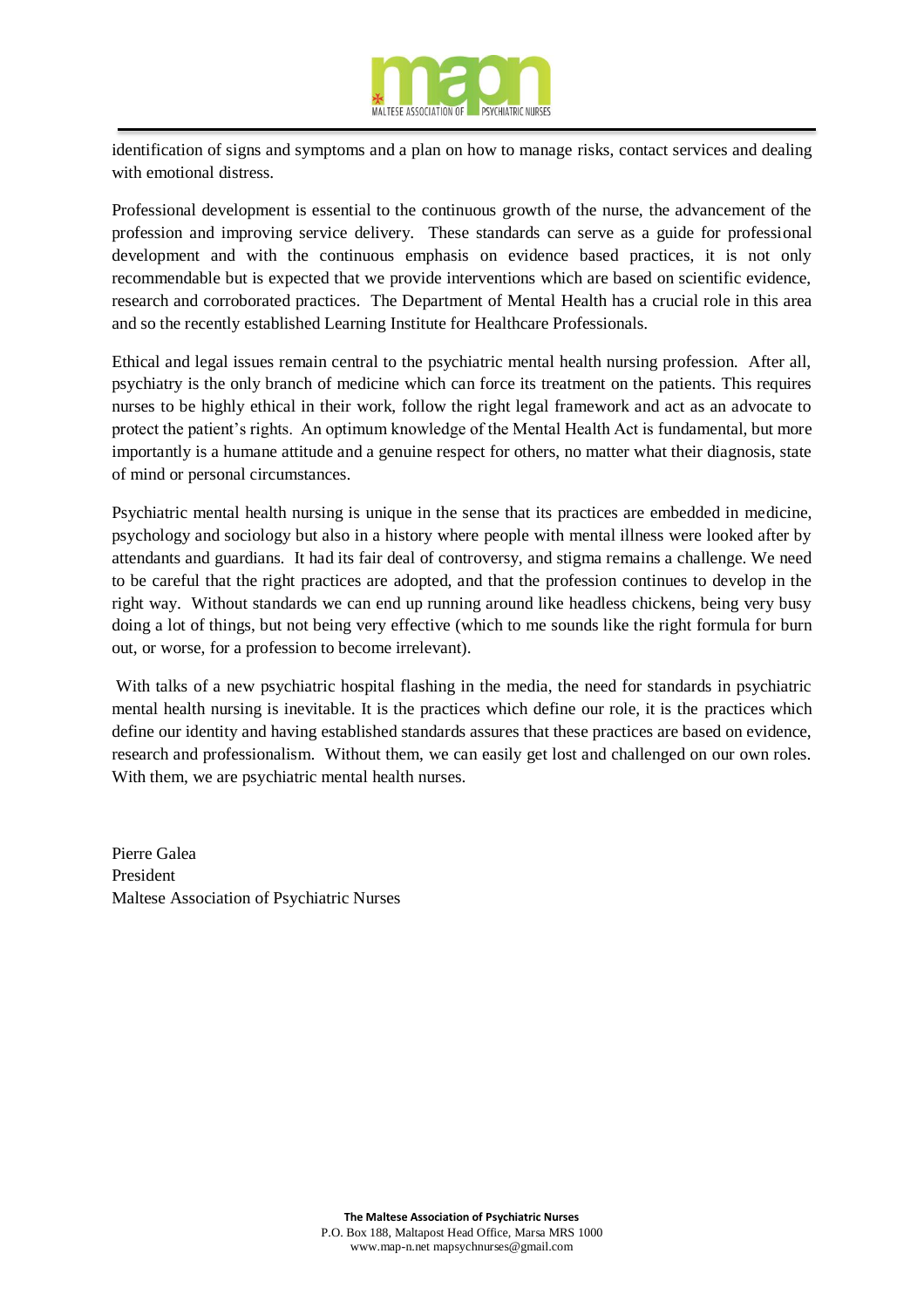identification of signs and symptoms and a plan on how to manage risks, contact services and dealing with emotional distress.

Professional development is essential to the continuous growth of the nurse, the advancement of the profession and improving service delivery. These standards can serve as a guide for professional development and with the continuous emphasis on evidence based practices, it is not only recommendable but is expected that we provide interventions which are based on scientific evidence, research and corroborated practices. The Department of Mental Health has a crucial role in this area and so the recently established Learning Institute for Healthcare Professionals.

Ethical and legal issues remain central to the psychiatric mental health nursing profession. After all, psychiatry is the only branch of medicine which can force its treatment on the patients. This requires nurses to be highly ethical in their work, follow the right legal framework and act as an advocate to protect the patient's rights. An optimum knowledge of the Mental Health Act is fundamental, but more importantly is a humane attitude and a genuine respect for others, no matter what their diagnosis, state of mind or personal circumstances.

Psychiatric mental health nursing is unique in the sense that its practices are embedded in medicine, psychology and sociology but also in a history where people with mental illness were looked after by attendants and guardians. It had its fair deal of controversy, and stigma remains a challenge. We need to be careful that the right practices are adopted, and that the profession continues to develop in the right way. Without standards we can end up running around like headless chickens, being very busy doing a lot of things, but not being very effective (which to me sounds like the right formula for burn out, or worse, for a profession to become irrelevant).

With talks of a new psychiatric hospital flashing in the media, the need for standards in psychiatric mental health nursing is inevitable. It is the practices which define our role, it is the practices which define our identity and having established standards assures that these practices are based on evidence, research and professionalism. Without them, we can easily get lost and challenged on our own roles. With them, we are psychiatric mental health nurses.

Pierre Galea
President
Maltese Association of Psychiatric Nurses